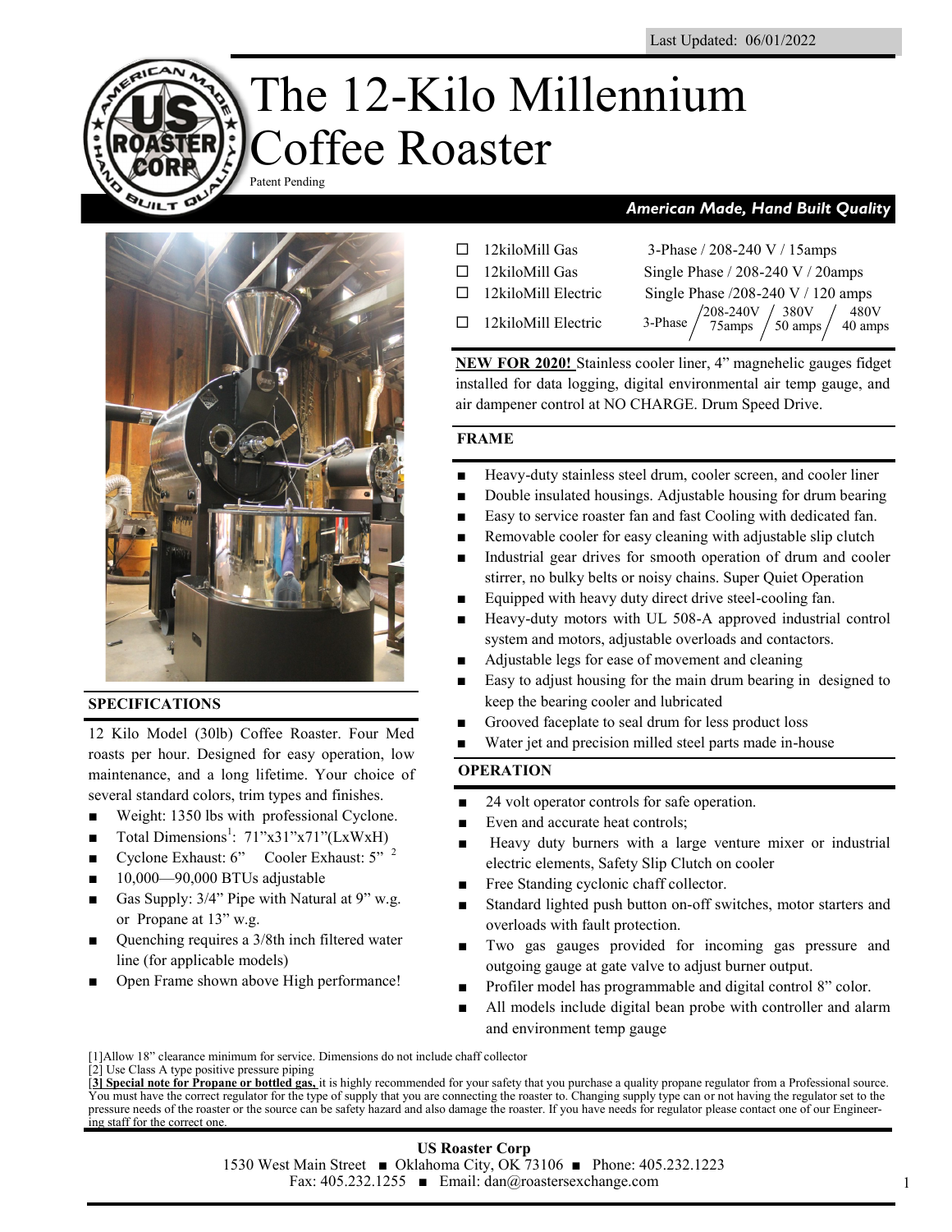Last Updated: 06/01/2022

# The 12-Kilo Millennium Coffee Roaster

Patent Pending

***American Made, Hand Built Quality***

## SPECIFICATIONS

12 Kilo Model (30lb) Coffee Roaster. Four Med roasts per hour. Designed for easy operation, low maintenance, and a long lifetime. Your choice of several standard colors, trim types and finishes.

- Weight: 1350 lbs with professional Cyclone.
- Total Dimensions[1]: 71”x31”x71”(LxWxH)
- Cyclone Exhaust: 6” Cooler Exhaust: 5” [2]
- 10,000—90,000 BTUs adjustable
- Gas Supply: 3/4” Pipe with Natural at 9” w.g. or Propane at 13” w.g.
- Quenching requires a 3/8th inch filtered water line (for applicable models)
- Open Frame shown above High performance!

| | Model | Power |
|---|---|---|
| ☐ | 12kiloMill Gas | 3-Phase / 208-240 V / 15amps |
| ☐ | 12kiloMill Gas | Single Phase / 208-240 V / 20amps |
| ☐ | 12kiloMill Electric | Single Phase /208-240 V / 120 amps |
| ☐ | 12kiloMill Electric | 3-Phase / 208-240V 75amps / 380V 50 amps / 480V 40 amps |

**NEW FOR 2020!** Stainless cooler liner, 4” magnehelic gauges fidget installed for data logging, digital environmental air temp gauge, and air dampener control at NO CHARGE. Drum Speed Drive.

## FRAME

- Heavy-duty stainless steel drum, cooler screen, and cooler liner
- Double insulated housings. Adjustable housing for drum bearing
- Easy to service roaster fan and fast Cooling with dedicated fan.
- Removable cooler for easy cleaning with adjustable slip clutch
- Industrial gear drives for smooth operation of drum and cooler stirrer, no bulky belts or noisy chains. Super Quiet Operation
- Equipped with heavy duty direct drive steel-cooling fan.
- Heavy-duty motors with UL 508-A approved industrial control system and motors, adjustable overloads and contactors.
- Adjustable legs for ease of movement and cleaning
- Easy to adjust housing for the main drum bearing in designed to keep the bearing cooler and lubricated
- Grooved faceplate to seal drum for less product loss
- Water jet and precision milled steel parts made in-house

## OPERATION

- 24 volt operator controls for safe operation.
- Even and accurate heat controls;
- Heavy duty burners with a large venture mixer or industrial electric elements, Safety Slip Clutch on cooler
- Free Standing cyclonic chaff collector.
- Standard lighted push button on-off switches, motor starters and overloads with fault protection.
- Two gas gauges provided for incoming gas pressure and outgoing gauge at gate valve to adjust burner output.
- Profiler model has programmable and digital control 8” color.
- All models include digital bean probe with controller and alarm and environment temp gauge

[1]Allow 18” clearance minimum for service. Dimensions do not include chaff collector

[2] Use Class A type positive pressure piping

[**3] Special note for Propane or bottled gas,** it is highly recommended for your safety that you purchase a quality propane regulator from a Professional source. You must have the correct regulator for the type of supply that you are connecting the roaster to. Changing supply type can or not having the regulator set to the pressure needs of the roaster or the source can be safety hazard and also damage the roaster. If you have needs for regulator please contact one of our Engineering staff for the correct one.

**US Roaster Corp**
1530 West Main Street ■ Oklahoma City, OK 73106 ■ Phone: 405.232.1223
Fax: 405.232.1255 ■ Email: dan@roastersexchange.com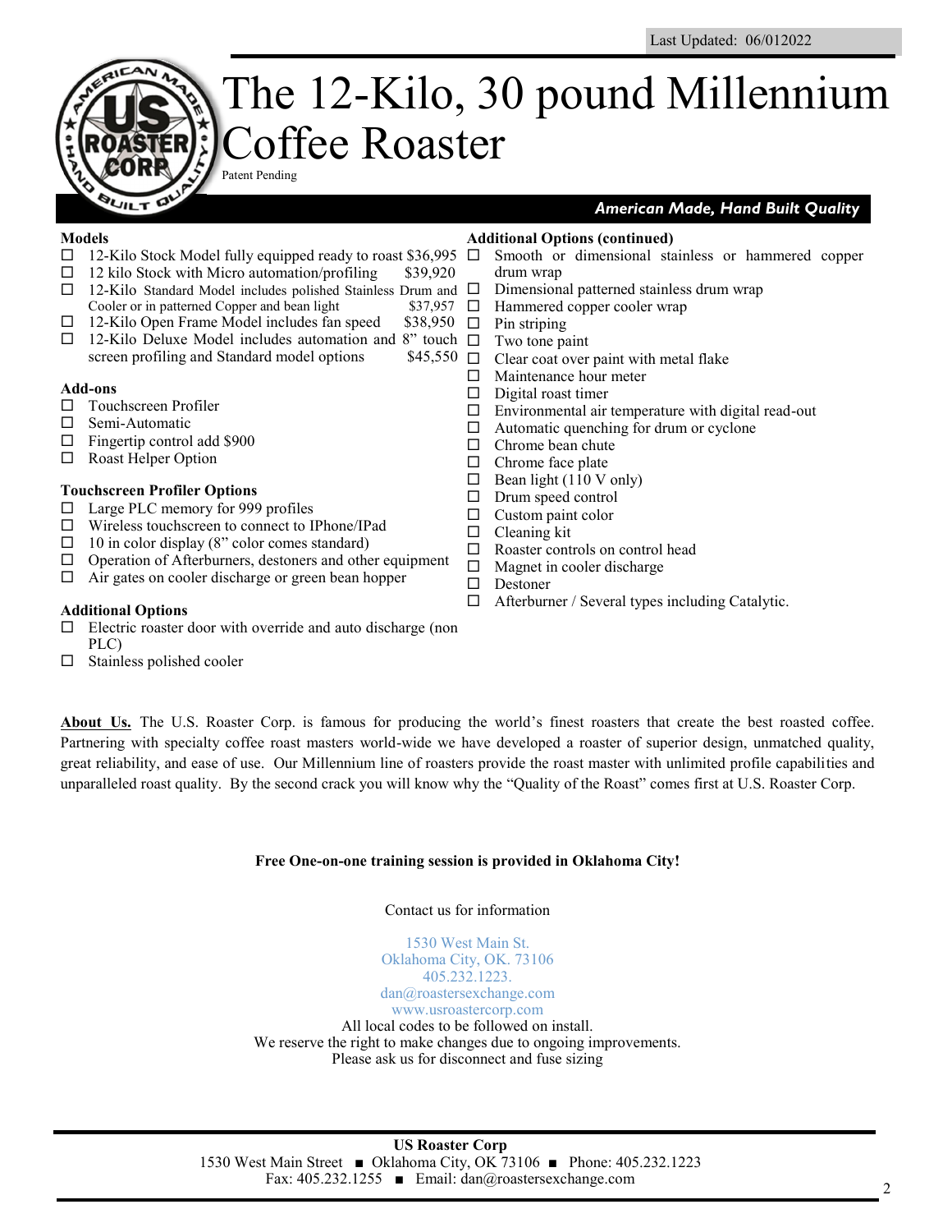Last Updated: 06/012022

# The 12-Kilo, 30 pound Millennium Coffee Roaster

Patent Pending

***American Made, Hand Built Quality***

**Models**

- ☐ 12-Kilo Stock Model fully equipped ready to roast $36,995
- ☐ 12 kilo Stock with Micro automation/profiling $39,920
- ☐ 12-Kilo Standard Model includes polished Stainless Drum and Cooler or in patterned Copper and bean light $37,957
- ☐ 12-Kilo Open Frame Model includes fan speed $38,950
- ☐ 12-Kilo Deluxe Model includes automation and 8" touch screen profiling and Standard model options $45,550

**Add-ons**

- ☐ Touchscreen Profiler
- ☐ Semi-Automatic
- ☐ Fingertip control add $900
- ☐ Roast Helper Option

**Touchscreen Profiler Options**

- ☐ Large PLC memory for 999 profiles
- ☐ Wireless touchscreen to connect to IPhone/IPad
- ☐ 10 in color display (8" color comes standard)
- ☐ Operation of Afterburners, destoners and other equipment
- ☐ Air gates on cooler discharge or green bean hopper

**Additional Options**

- ☐ Electric roaster door with override and auto discharge (non PLC)
- ☐ Stainless polished cooler

**Additional Options (continued)**

- ☐ Smooth or dimensional stainless or hammered copper drum wrap
- ☐ Dimensional patterned stainless drum wrap
- ☐ Hammered copper cooler wrap
- ☐ Pin striping
- ☐ Two tone paint
- ☐ Clear coat over paint with metal flake
- ☐ Maintenance hour meter
- ☐ Digital roast timer
- ☐ Environmental air temperature with digital read-out
- ☐ Automatic quenching for drum or cyclone
- ☐ Chrome bean chute
- ☐ Chrome face plate
- ☐ Bean light (110 V only)
- ☐ Drum speed control
- ☐ Custom paint color
- ☐ Cleaning kit
- ☐ Roaster controls on control head
- ☐ Magnet in cooler discharge
- ☐ Destoner
- ☐ Afterburner / Several types including Catalytic.

**About Us.** The U.S. Roaster Corp. is famous for producing the world's finest roasters that create the best roasted coffee. Partnering with specialty coffee roast masters world-wide we have developed a roaster of superior design, unmatched quality, great reliability, and ease of use. Our Millennium line of roasters provide the roast master with unlimited profile capabilities and unparalleled roast quality. By the second crack you will know why the "Quality of the Roast" comes first at U.S. Roaster Corp.

**Free One-on-one training session is provided in Oklahoma City!**

Contact us for information

1530 West Main St.
Oklahoma City, OK. 73106
405.232.1223.
dan@roastersexchange.com
www.usroastercorp.com

All local codes to be followed on install.
We reserve the right to make changes due to ongoing improvements.
Please ask us for disconnect and fuse sizing

**US Roaster Corp**
1530 West Main Street ■ Oklahoma City, OK 73106 ■ Phone: 405.232.1223
Fax: 405.232.1255 ■ Email: dan@roastersexchange.com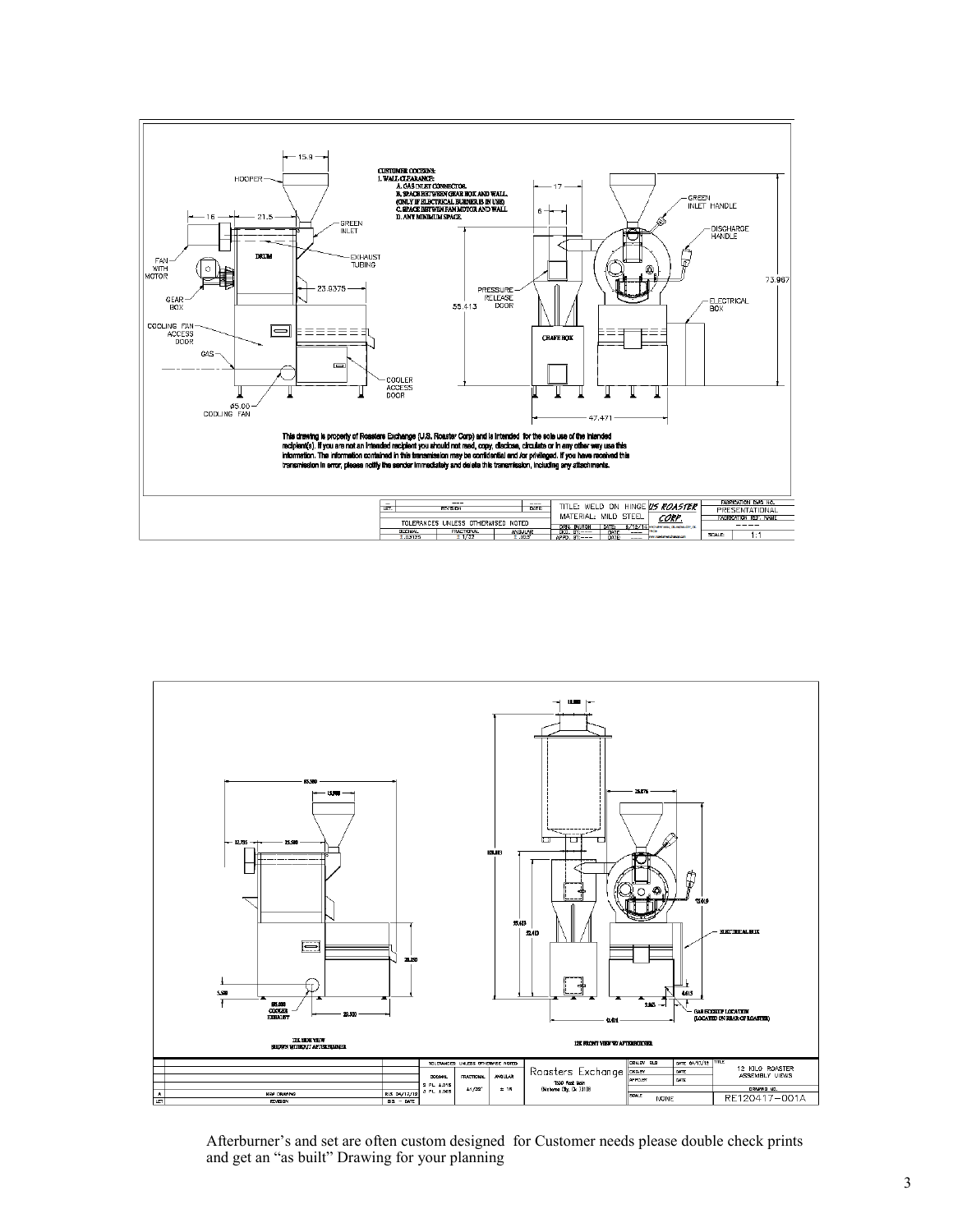HOOPER

FAN WITH MOTOR

GEAR BOX

COOLING FAN ACCESS DOOR

GAS

Ø5.00 COOLING FAN

DRUM

GREEN INLET

EXHAUST TUBING

COOLER ACCESS DOOR

15.9

16

21.5

23.9375

CUSTOMER CONCERNS:
1. WALL CLEARANCE:
A. GAS INLET CONNECTOR.
B. SPACE BETWEEN GEAR BOX AND WALL. (ONLY IF ELECTRICAL BURNER IS IN USE)
C. SPACE BETWEEN FAN MOTOR AND WALL.
D. ANY MINIMUM SPACE.

17

6

55.413

PRESSURE RELEASE DOOR

CHAFE BOX

GREEN INLET HANDLE

DISCHARGE HANDLE

ELECTRICAL BOX

73.987

47.471

This drawing is property of Roasters Exchange (U.S. Roaster Corp) and is intended for the sole use of the intended recipient(s). If you are not an intended recipient you should not read, copy, disclose, circulate or in any other way use this information. The information contained in this transmission may be confidential and /or privileged. If you have received this transmission in error, please notify the sender immediately and delete this transmission, including any attachments.

TOLERANCES UNLESS OTHERWISE NOTED

DECIMAL ±.03125 | FRACTIONAL ± 1/32 | ANGULAR ±.05°

TITLE: WELD ON HINGE

MATERIAL: MILD STEEL

US ROASTER CORP.

FABRICATION DWG NO. PRESENTATIONAL

SCALE: 1:1

12K SIDE VIEW SHOWN WITHOUT AFTERBURNER

12K FRONT VIEW W/ AFTERBURNER

ELECTRICAL BOX

GAS HOOKUP LOCATION (LOCATED ON REAR OF ROASTER)

TOLERANCES UNLESS OTHERWISE NOTED

Roasters Exchange

12 KILO ROASTER ASSEMBLY VIEWS

SCALE NONE

RE120417-001A

A | NEW DRAWING | R.S. 04/17/12

Afterburner's and set are often custom designed for Customer needs please double check prints and get an "as built" Drawing for your planning